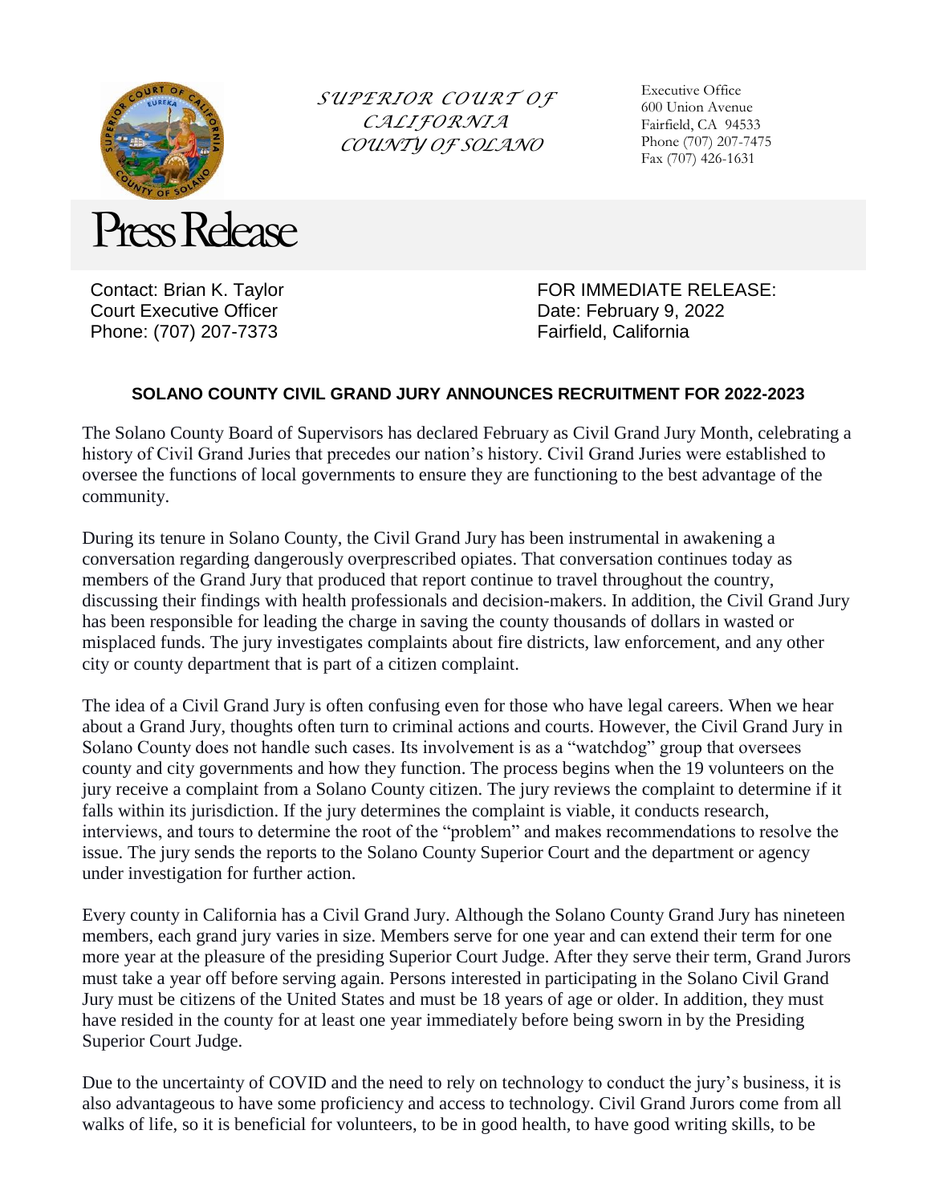SUPERIOR COURT OF CALIFORNIA
COUNTY OF SOLANO

Executive Office
600 Union Avenue
Fairfield, CA 94533
Phone (707) 207-7475
Fax (707) 426-1631

# Press Release

Contact: Brian K. Taylor
Court Executive Officer
Phone: (707) 207-7373

FOR IMMEDIATE RELEASE:
Date: February 9, 2022
Fairfield, California

## SOLANO COUNTY CIVIL GRAND JURY ANNOUNCES RECRUITMENT FOR 2022-2023

The Solano County Board of Supervisors has declared February as Civil Grand Jury Month, celebrating a history of Civil Grand Juries that precedes our nation's history. Civil Grand Juries were established to oversee the functions of local governments to ensure they are functioning to the best advantage of the community.

During its tenure in Solano County, the Civil Grand Jury has been instrumental in awakening a conversation regarding dangerously overprescribed opiates. That conversation continues today as members of the Grand Jury that produced that report continue to travel throughout the country, discussing their findings with health professionals and decision-makers. In addition, the Civil Grand Jury has been responsible for leading the charge in saving the county thousands of dollars in wasted or misplaced funds. The jury investigates complaints about fire districts, law enforcement, and any other city or county department that is part of a citizen complaint.

The idea of a Civil Grand Jury is often confusing even for those who have legal careers. When we hear about a Grand Jury, thoughts often turn to criminal actions and courts. However, the Civil Grand Jury in Solano County does not handle such cases. Its involvement is as a "watchdog" group that oversees county and city governments and how they function. The process begins when the 19 volunteers on the jury receive a complaint from a Solano County citizen. The jury reviews the complaint to determine if it falls within its jurisdiction. If the jury determines the complaint is viable, it conducts research, interviews, and tours to determine the root of the "problem" and makes recommendations to resolve the issue. The jury sends the reports to the Solano County Superior Court and the department or agency under investigation for further action.

Every county in California has a Civil Grand Jury. Although the Solano County Grand Jury has nineteen members, each grand jury varies in size. Members serve for one year and can extend their term for one more year at the pleasure of the presiding Superior Court Judge. After they serve their term, Grand Jurors must take a year off before serving again. Persons interested in participating in the Solano Civil Grand Jury must be citizens of the United States and must be 18 years of age or older. In addition, they must have resided in the county for at least one year immediately before being sworn in by the Presiding Superior Court Judge.

Due to the uncertainty of COVID and the need to rely on technology to conduct the jury's business, it is also advantageous to have some proficiency and access to technology. Civil Grand Jurors come from all walks of life, so it is beneficial for volunteers, to be in good health, to have good writing skills, to be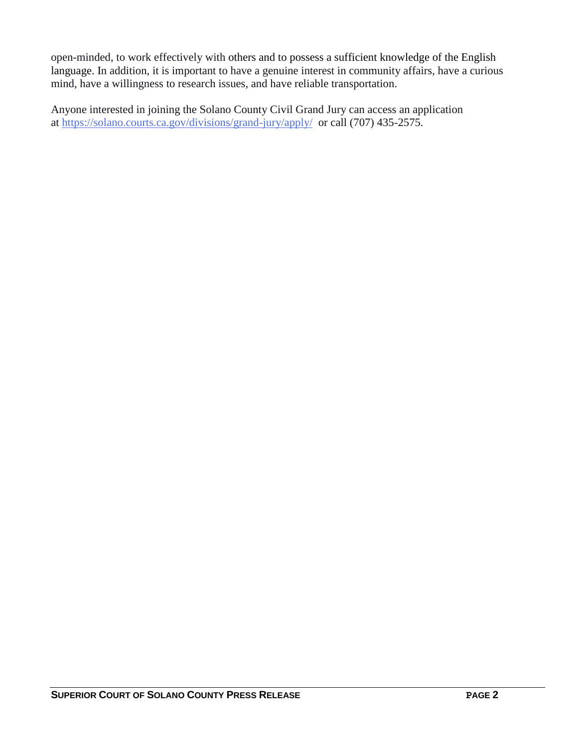open-minded, to work effectively with others and to possess a sufficient knowledge of the English language. In addition, it is important to have a genuine interest in community affairs, have a curious mind, have a willingness to research issues, and have reliable transportation.

Anyone interested in joining the Solano County Civil Grand Jury can access an application at https://solano.courts.ca.gov/divisions/grand-jury/apply/ or call (707) 435-2575.